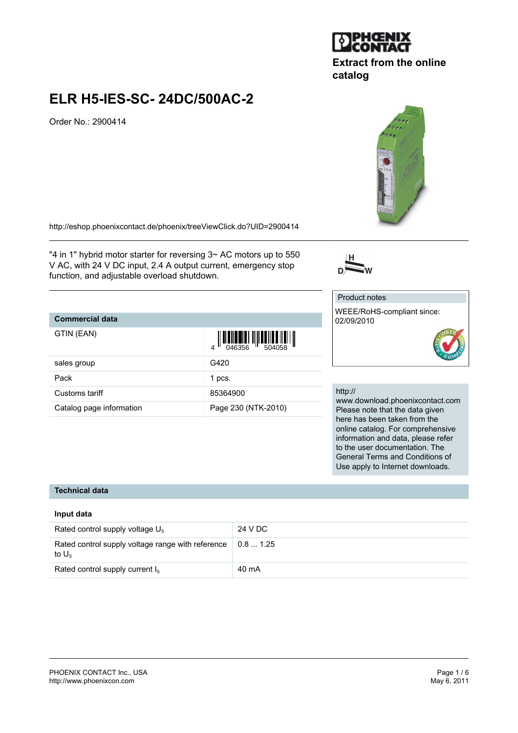Extract from the online catalog

# ELR H5-IES-SC- 24DC/500AC-2

Order No.: 2900414

http://eshop.phoenixcontact.de/phoenix/treeViewClick.do?UID=2900414

"4 in 1" hybrid motor starter for reversing 3~ AC motors up to 550 V AC, with 24 V DC input, 2.4 A output current, emergency stop function, and adjustable overload shutdown.

| Commercial data | |
|---|---|
| GTIN (EAN) | 4 046356 504058 |
| sales group | G420 |
| Pack | 1 pcs. |
| Customs tariff | 85364900 |
| Catalog page information | Page 230 (NTK-2010) |

Product notes

WEEE/RoHS-compliant since: 02/09/2010

http://www.download.phoenixcontact.com
Please note that the data given here has been taken from the online catalog. For comprehensive information and data, please refer to the user documentation. The General Terms and Conditions of Use apply to Internet downloads.

## Technical data

### Input data

| | |
|---|---|
| Rated control supply voltage $U_S$ | 24 V DC |
| Rated control supply voltage range with reference to $U_S$ | 0.8 ... 1.25 |
| Rated control supply current $I_S$ | 40 mA |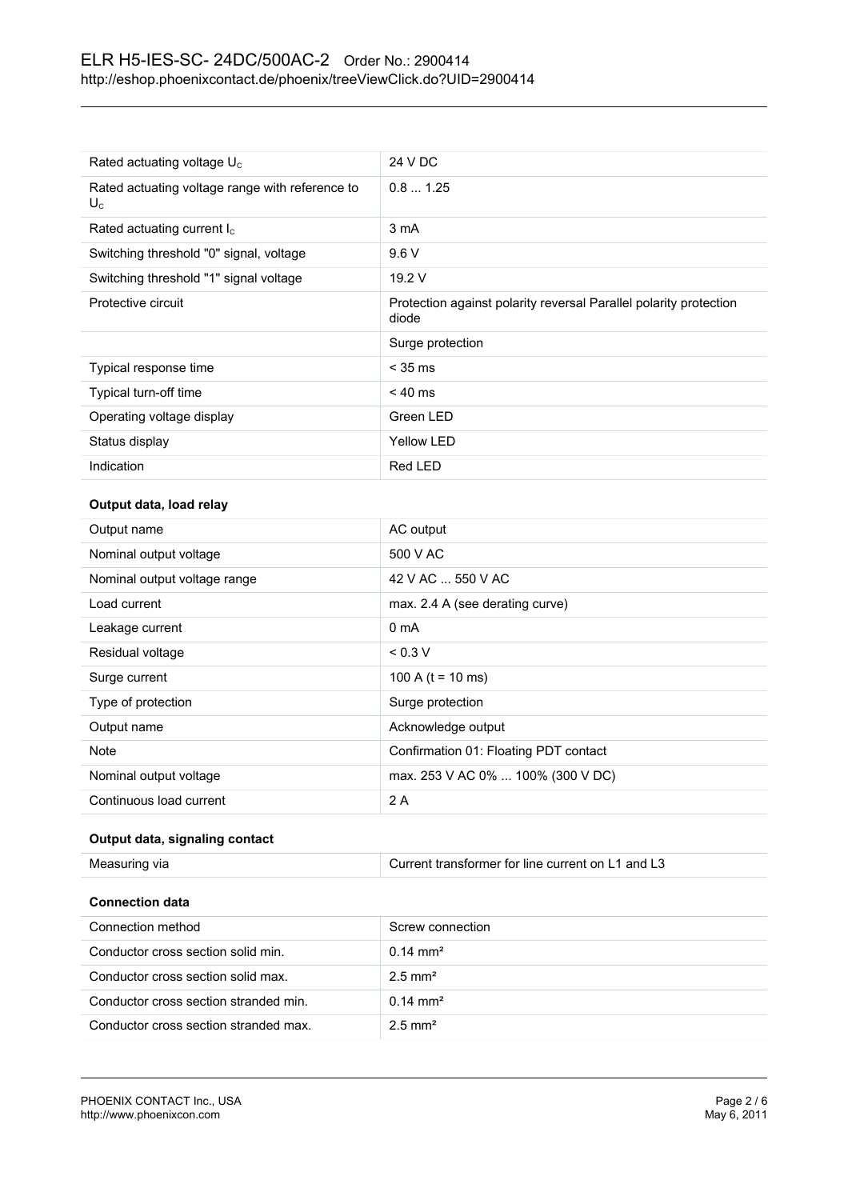| | |
|---|---|
| Rated actuating voltage $U_c$ | 24 V DC |
| Rated actuating voltage range with reference to $U_c$ | 0.8 ... 1.25 |
| Rated actuating current $I_c$ | 3 mA |
| Switching threshold "0" signal, voltage | 9.6 V |
| Switching threshold "1" signal voltage | 19.2 V |
| Protective circuit | Protection against polarity reversal Parallel polarity protection diode |
| | Surge protection |
| Typical response time | < 35 ms |
| Typical turn-off time | < 40 ms |
| Operating voltage display | Green LED |
| Status display | Yellow LED |
| Indication | Red LED |

**Output data, load relay**

| | |
|---|---|
| Output name | AC output |
| Nominal output voltage | 500 V AC |
| Nominal output voltage range | 42 V AC ... 550 V AC |
| Load current | max. 2.4 A (see derating curve) |
| Leakage current | 0 mA |
| Residual voltage | < 0.3 V |
| Surge current | 100 A (t = 10 ms) |
| Type of protection | Surge protection |
| Output name | Acknowledge output |
| Note | Confirmation 01: Floating PDT contact |
| Nominal output voltage | max. 253 V AC 0% ... 100% (300 V DC) |
| Continuous load current | 2 A |

**Output data, signaling contact**

| | |
|---|---|
| Measuring via | Current transformer for line current on L1 and L3 |

**Connection data**

| | |
|---|---|
| Connection method | Screw connection |
| Conductor cross section solid min. | 0.14 mm² |
| Conductor cross section solid max. | 2.5 mm² |
| Conductor cross section stranded min. | 0.14 mm² |
| Conductor cross section stranded max. | 2.5 mm² |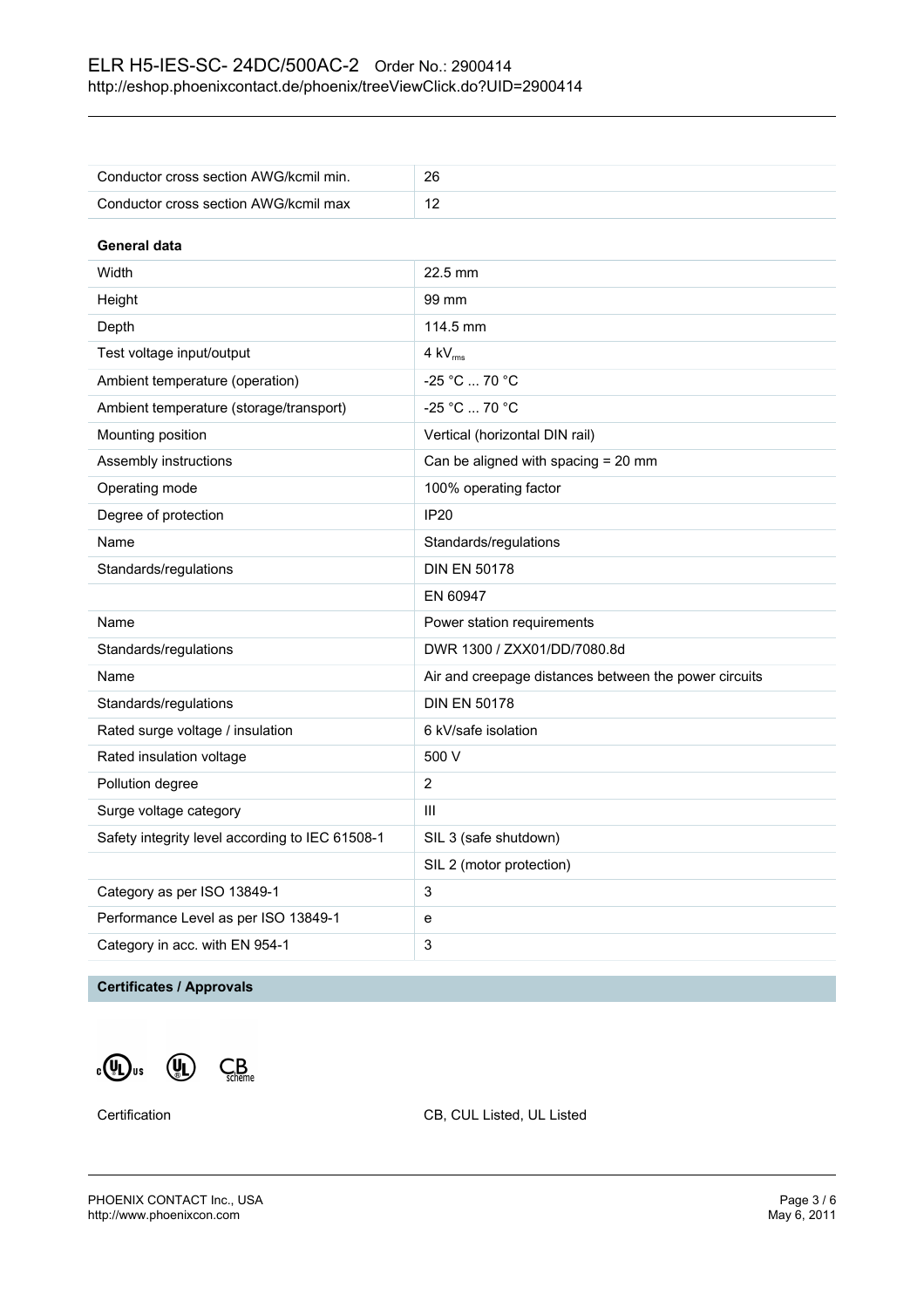| | |
|---|---|
| Conductor cross section AWG/kcmil min. | 26 |
| Conductor cross section AWG/kcmil max | 12 |

**General data**

| | |
|---|---|
| Width | 22.5 mm |
| Height | 99 mm |
| Depth | 114.5 mm |
| Test voltage input/output | 4 $kV_{rms}$ |
| Ambient temperature (operation) | -25 °C ... 70 °C |
| Ambient temperature (storage/transport) | -25 °C ... 70 °C |
| Mounting position | Vertical (horizontal DIN rail) |
| Assembly instructions | Can be aligned with spacing = 20 mm |
| Operating mode | 100% operating factor |
| Degree of protection | IP20 |
| Name | Standards/regulations |
| Standards/regulations | DIN EN 50178 |
| | EN 60947 |
| Name | Power station requirements |
| Standards/regulations | DWR 1300 / ZXX01/DD/7080.8d |
| Name | Air and creepage distances between the power circuits |
| Standards/regulations | DIN EN 50178 |
| Rated surge voltage / insulation | 6 kV/safe isolation |
| Rated insulation voltage | 500 V |
| Pollution degree | 2 |
| Surge voltage category | III |
| Safety integrity level according to IEC 61508-1 | SIL 3 (safe shutdown) |
| | SIL 2 (motor protection) |
| Category as per ISO 13849-1 | 3 |
| Performance Level as per ISO 13849-1 | e |
| Category in acc. with EN 954-1 | 3 |

**Certificates / Approvals**

| | |
|---|---|
| Certification | CB, CUL Listed, UL Listed |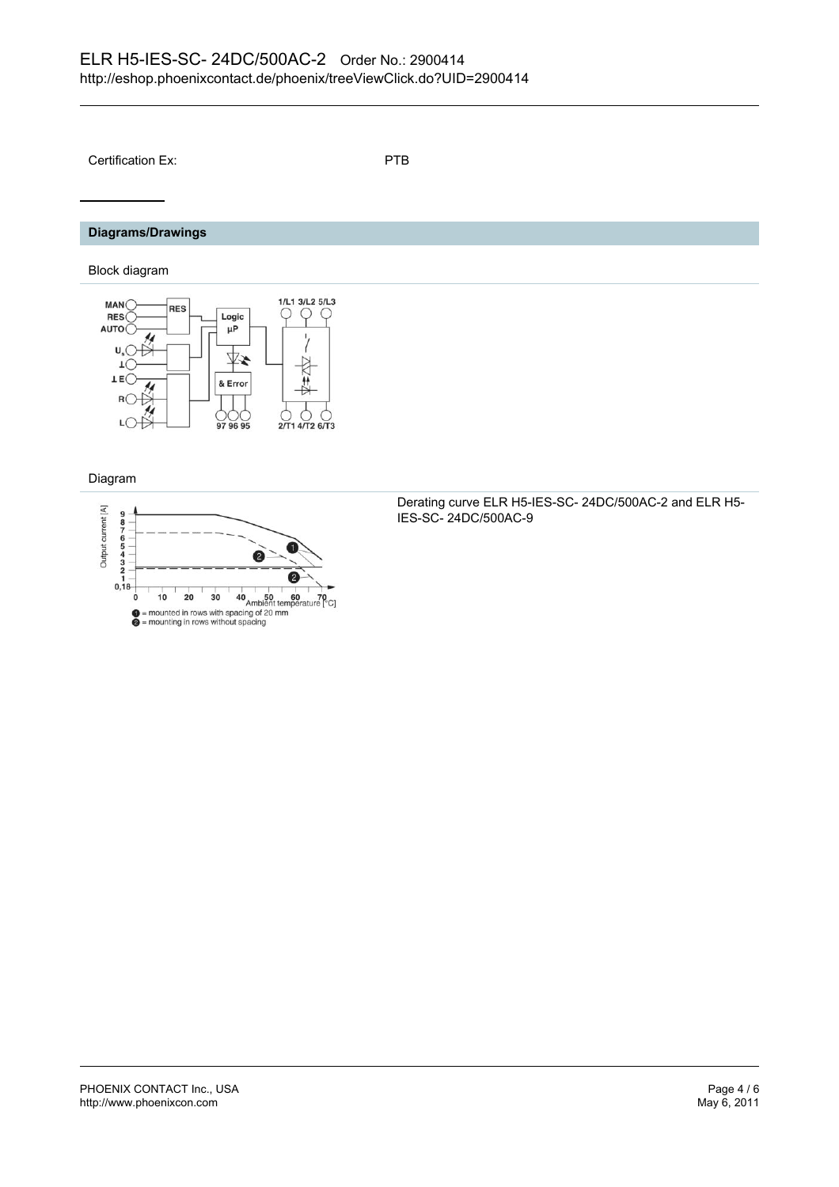Certification Ex: PTB

## Diagrams/Drawings

### Block diagram

### Diagram

Derating curve ELR H5-IES-SC- 24DC/500AC-2 and ELR H5-IES-SC- 24DC/500AC-9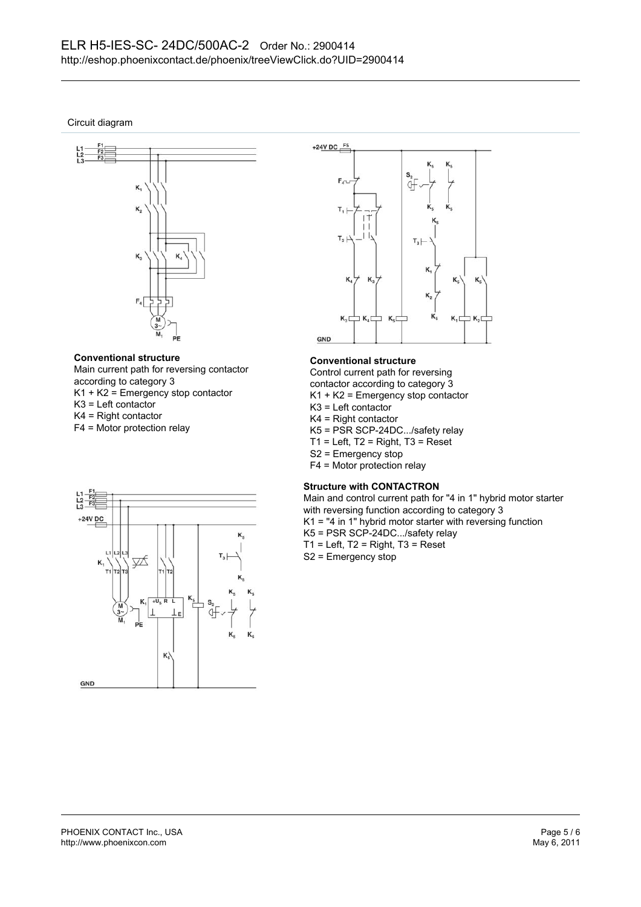Circuit diagram

**Conventional structure**

Main current path for reversing contactor according to category 3

K1 + K2 = Emergency stop contactor

K3 = Left contactor

K4 = Right contactor

F4 = Motor protection relay

**Conventional structure**

Control current path for reversing contactor according to category 3

K1 + K2 = Emergency stop contactor

K3 = Left contactor

K4 = Right contactor

K5 = PSR SCP-24DC.../safety relay

T1 = Left, T2 = Right, T3 = Reset

S2 = Emergency stop

F4 = Motor protection relay

**Structure with CONTACTRON**

Main and control current path for "4 in 1" hybrid motor starter with reversing function according to category 3

K1 = "4 in 1" hybrid motor starter with reversing function

K5 = PSR SCP-24DC.../safety relay

T1 = Left, T2 = Right, T3 = Reset

S2 = Emergency stop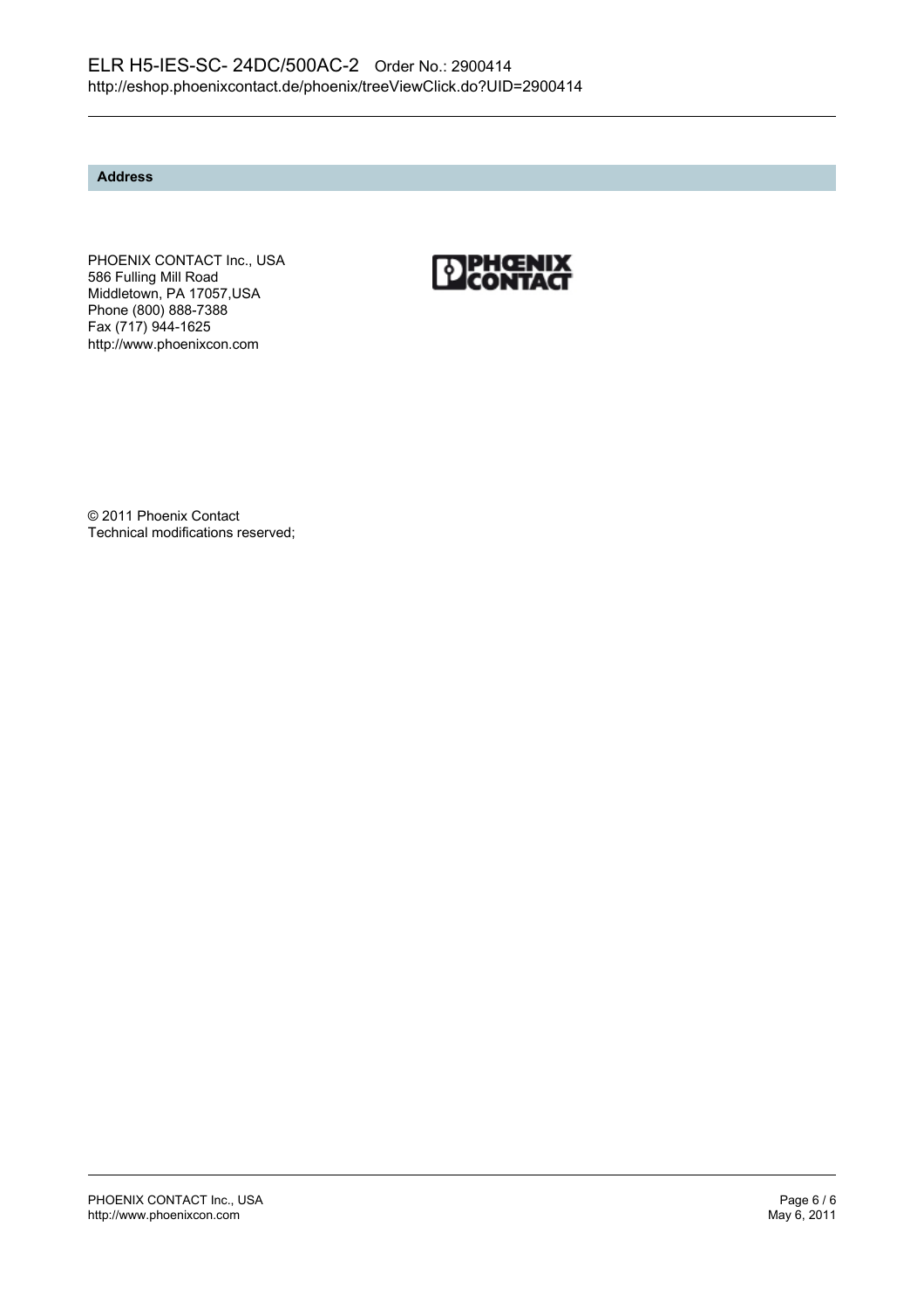## Address

PHOENIX CONTACT Inc., USA
586 Fulling Mill Road
Middletown, PA 17057,USA
Phone (800) 888-7388
Fax (717) 944-1625
http://www.phoenixcon.com

© 2011 Phoenix Contact
Technical modifications reserved;